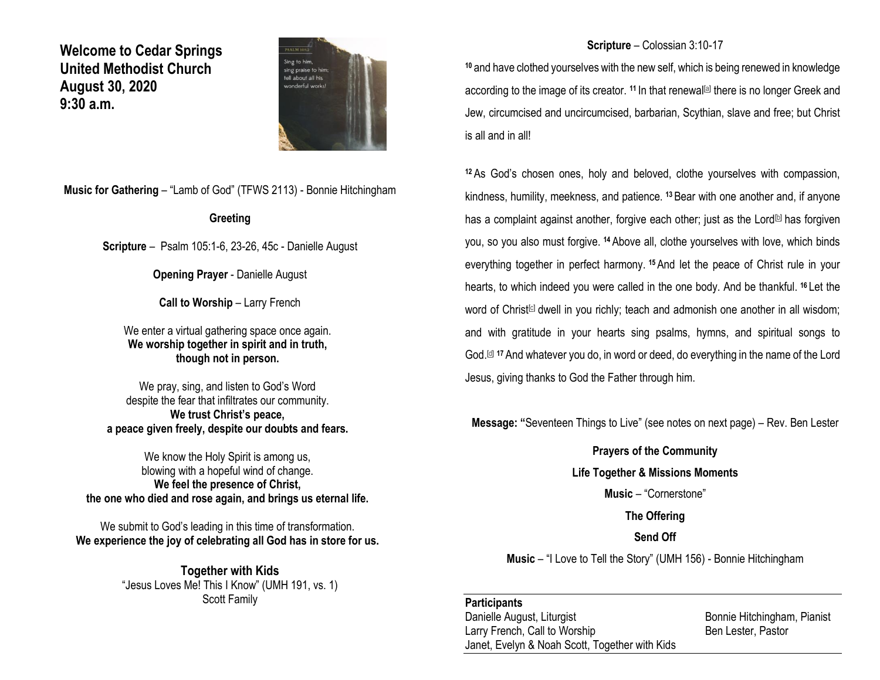# Welcome to Cedar Springs United Methodist Church
## August 30, 2020
## 9:30 a.m.

**Music for Gathering** – "Lamb of God" (TFWS 2113) - Bonnie Hitchingham

**Greeting**

**Scripture** – Psalm 105:1-6, 23-26, 45c - Danielle August

**Opening Prayer** - Danielle August

**Call to Worship** – Larry French

We enter a virtual gathering space once again.
**We worship together in spirit and in truth, though not in person.**

We pray, sing, and listen to God's Word despite the fear that infiltrates our community.
**We trust Christ's peace, a peace given freely, despite our doubts and fears.**

We know the Holy Spirit is among us, blowing with a hopeful wind of change.
**We feel the presence of Christ, the one who died and rose again, and brings us eternal life.**

We submit to God's leading in this time of transformation.
**We experience the joy of celebrating all God has in store for us.**

**Together with Kids**
"Jesus Loves Me! This I Know" (UMH 191, vs. 1)
Scott Family

**Scripture** – Colossian 3:10-17

[10] and have clothed yourselves with the new self, which is being renewed in knowledge according to the image of its creator. [11] In that renewal[a] there is no longer Greek and Jew, circumcised and uncircumcised, barbarian, Scythian, slave and free; but Christ is all and in all!

[12] As God's chosen ones, holy and beloved, clothe yourselves with compassion, kindness, humility, meekness, and patience. [13] Bear with one another and, if anyone has a complaint against another, forgive each other; just as the Lord[b] has forgiven you, so you also must forgive. [14] Above all, clothe yourselves with love, which binds everything together in perfect harmony. [15] And let the peace of Christ rule in your hearts, to which indeed you were called in the one body. And be thankful. [16] Let the word of Christ[c] dwell in you richly; teach and admonish one another in all wisdom; and with gratitude in your hearts sing psalms, hymns, and spiritual songs to God.[d] [17] And whatever you do, in word or deed, do everything in the name of the Lord Jesus, giving thanks to God the Father through him.

**Message: "**Seventeen Things to Live" (see notes on next page) – Rev. Ben Lester

**Prayers of the Community**

**Life Together & Missions Moments**

**Music** – "Cornerstone"

**The Offering**

**Send Off**

**Music** – "I Love to Tell the Story" (UMH 156) - Bonnie Hitchingham

**Participants**

Danielle August, Liturgist
Larry French, Call to Worship
Janet, Evelyn & Noah Scott, Together with Kids
Bonnie Hitchingham, Pianist
Ben Lester, Pastor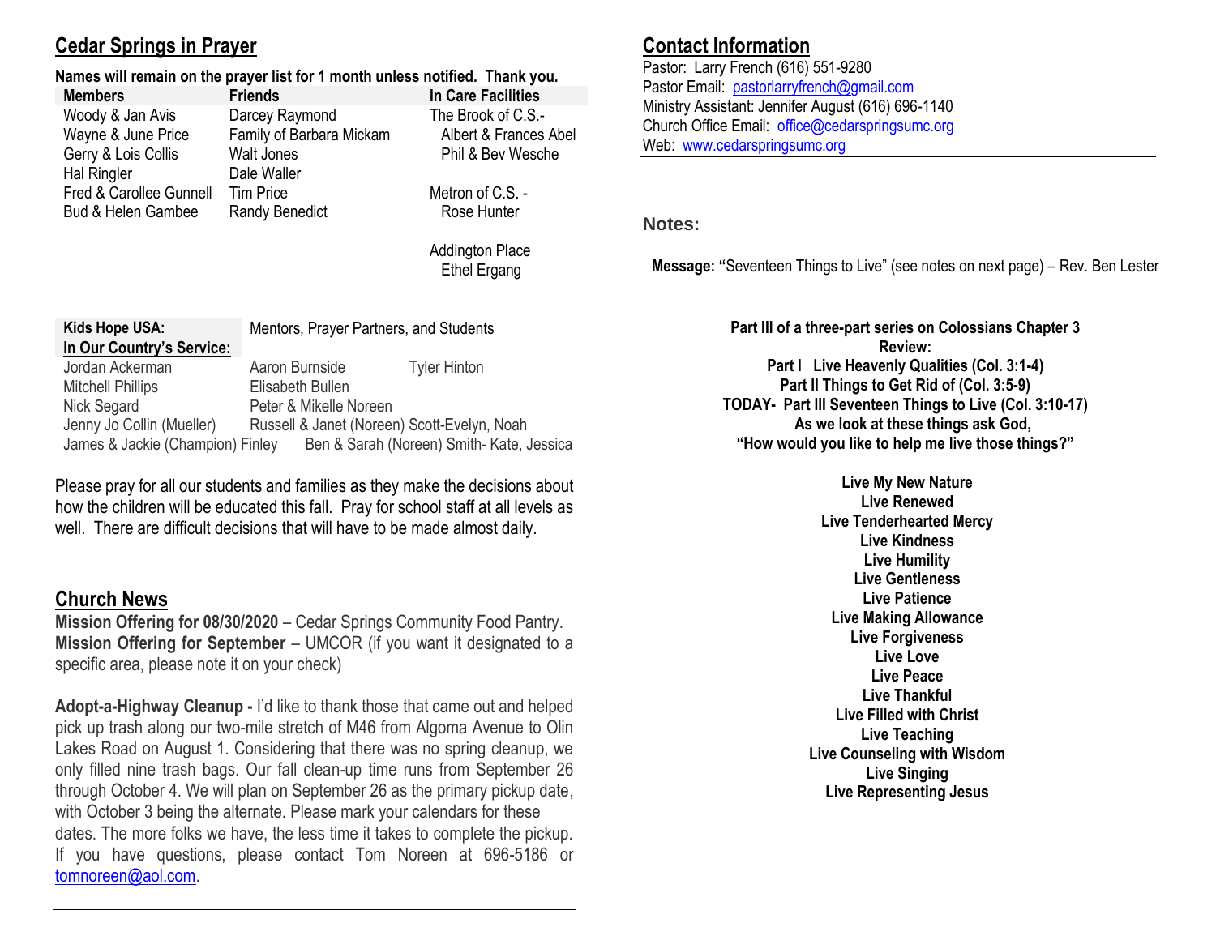## Cedar Springs in Prayer

**Names will remain on the prayer list for 1 month unless notified. Thank you.**

| **Members** | **Friends** | **In Care Facilities** |
|---|---|---|
| Woody & Jan Avis | Darcey Raymond | The Brook of C.S.- |
| Wayne & June Price | Family of Barbara Mickam | Albert & Frances Abel |
| Gerry & Lois Collis | Walt Jones | Phil & Bev Wesche |
| Hal Ringler | Dale Waller | |
| Fred & Carollee Gunnell | Tim Price | Metron of C.S. - |
| Bud & Helen Gambee | Randy Benedict | Rose Hunter |
| | | |
| | | Addington Place |
| | | Ethel Ergang |

**Kids Hope USA:** Mentors, Prayer Partners, and Students

**In Our Country's Service:**

| | | |
|---|---|---|
| Jordan Ackerman | Aaron Burnside | Tyler Hinton |
| Mitchell Phillips | Elisabeth Bullen | |
| Nick Segard | Peter & Mikelle Noreen | |
| Jenny Jo Collin (Mueller) | Russell & Janet (Noreen) Scott-Evelyn, Noah | |
| James & Jackie (Champion) Finley | Ben & Sarah (Noreen) Smith- Kate, Jessica | |

Please pray for all our students and families as they make the decisions about how the children will be educated this fall. Pray for school staff at all levels as well. There are difficult decisions that will have to be made almost daily.

## Church News

**Mission Offering for 08/30/2020** – Cedar Springs Community Food Pantry.
**Mission Offering for September** – UMCOR (if you want it designated to a specific area, please note it on your check)

**Adopt-a-Highway Cleanup -** I'd like to thank those that came out and helped pick up trash along our two-mile stretch of M46 from Algoma Avenue to Olin Lakes Road on August 1. Considering that there was no spring cleanup, we only filled nine trash bags. Our fall clean-up time runs from September 26 through October 4. We will plan on September 26 as the primary pickup date, with October 3 being the alternate. Please mark your calendars for these dates. The more folks we have, the less time it takes to complete the pickup. If you have questions, please contact Tom Noreen at 696-5186 or tomnoreen@aol.com.

## Contact Information

Pastor: Larry French (616) 551-9280
Pastor Email: pastorlarryfrench@gmail.com
Ministry Assistant: Jennifer August (616) 696-1140
Church Office Email: office@cedarspringsumc.org
Web: www.cedarspringsumc.org

### Notes:

**Message: "**Seventeen Things to Live" (see notes on next page) – Rev. Ben Lester

**Part III of a three-part series on Colossians Chapter 3**
**Review:**
**Part I Live Heavenly Qualities (Col. 3:1-4)**
**Part II Things to Get Rid of (Col. 3:5-9)**
**TODAY- Part III Seventeen Things to Live (Col. 3:10-17)**
**As we look at these things ask God,**
**"How would you like to help me live those things?"**

**Live My New Nature**
**Live Renewed**
**Live Tenderhearted Mercy**
**Live Kindness**
**Live Humility**
**Live Gentleness**
**Live Patience**
**Live Making Allowance**
**Live Forgiveness**
**Live Love**
**Live Peace**
**Live Thankful**
**Live Filled with Christ**
**Live Teaching**
**Live Counseling with Wisdom**
**Live Singing**
**Live Representing Jesus**